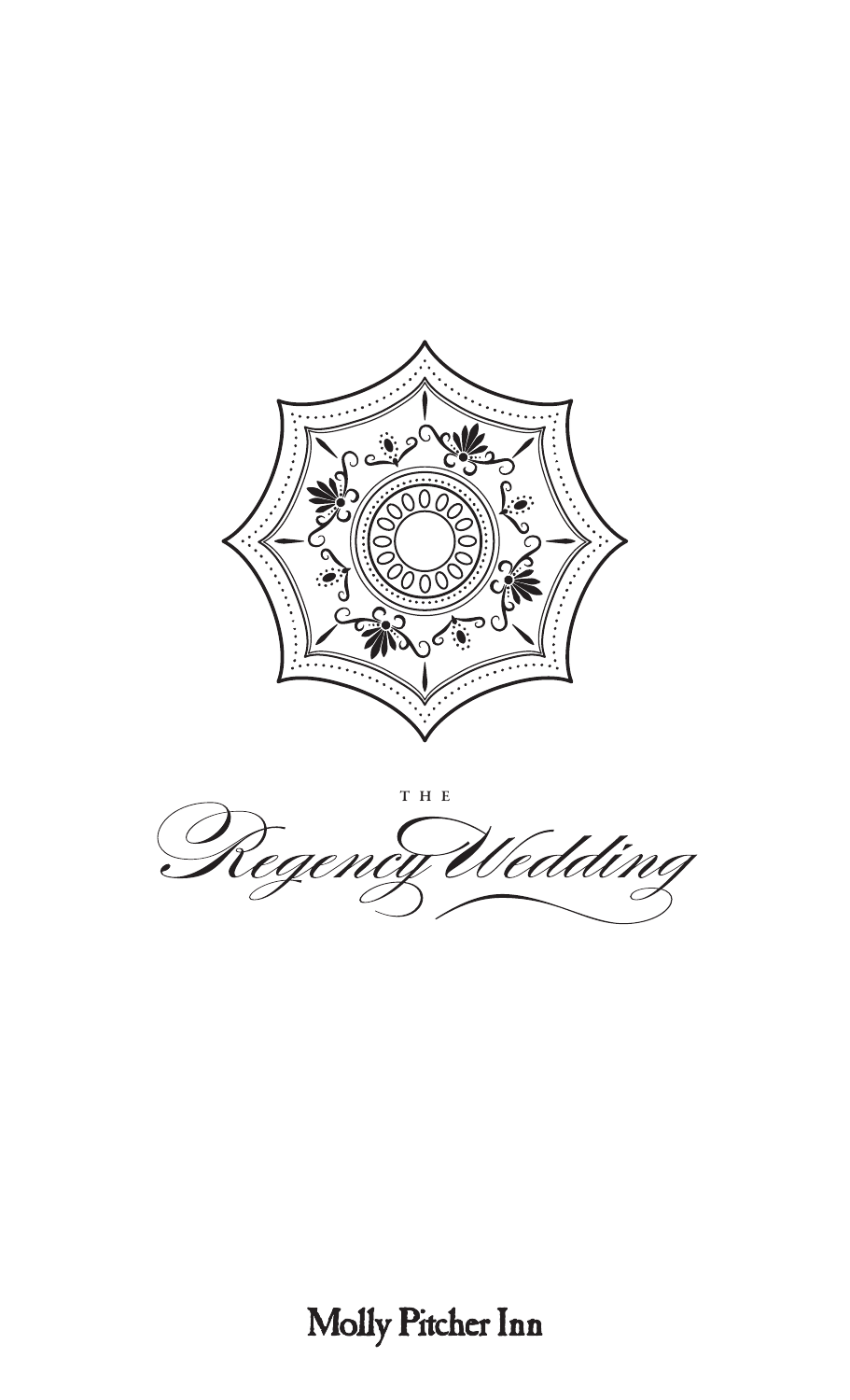THE

# Regency Wedding

Molly Pitcher Inn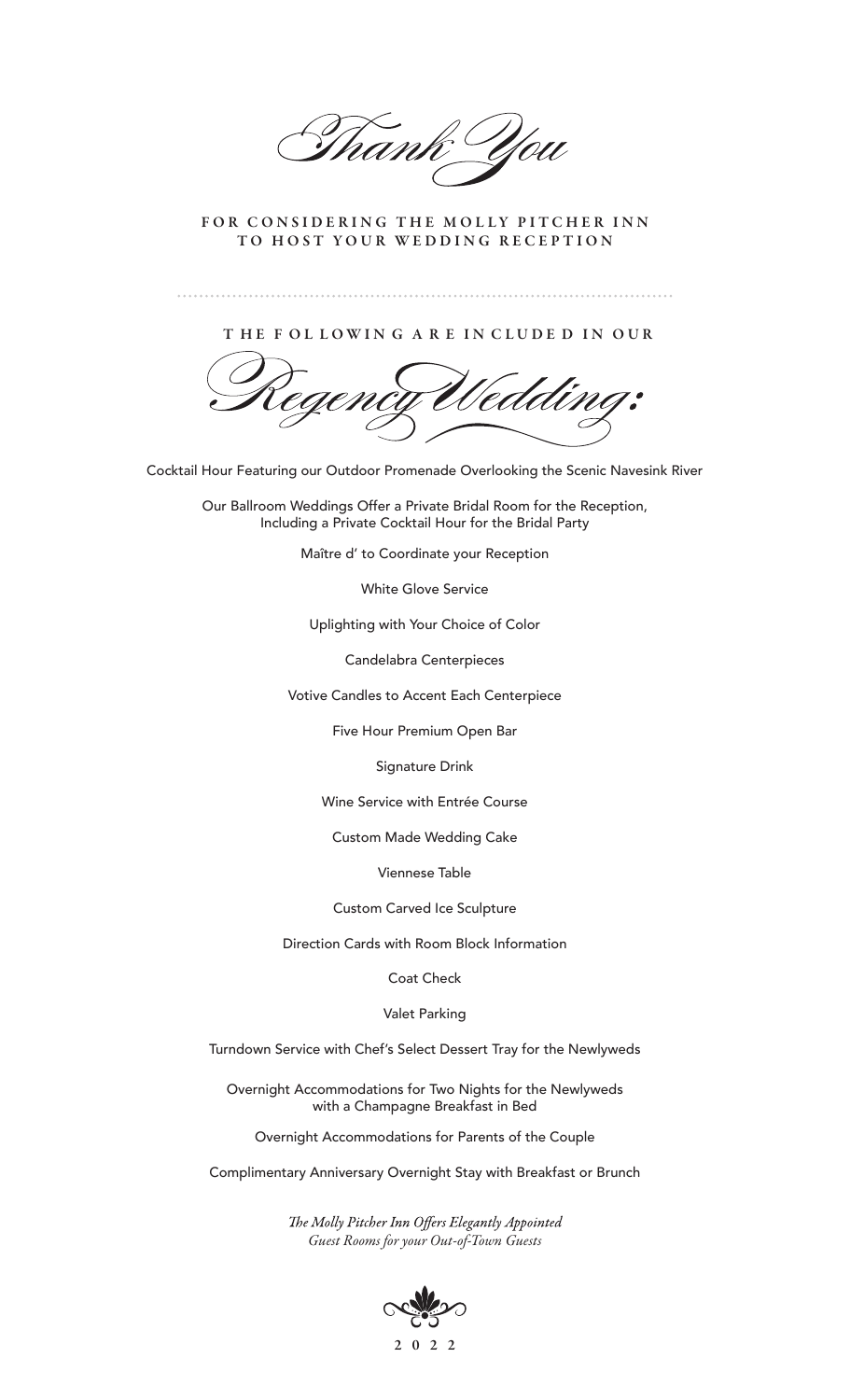# *Thank You*

**FOR CONSIDERING THE MOLLY PITCHER INN TO HOST YOUR WEDDING RECEPTION**

**THE FOLLOWING ARE INCLUDED IN OUR**

## *Regency Wedding:*

Cocktail Hour Featuring our Outdoor Promenade Overlooking the Scenic Navesink River

Our Ballroom Weddings Offer a Private Bridal Room for the Reception, Including a Private Cocktail Hour for the Bridal Party

Maître d' to Coordinate your Reception

White Glove Service

Uplighting with Your Choice of Color

Candelabra Centerpieces

Votive Candles to Accent Each Centerpiece

Five Hour Premium Open Bar

Signature Drink

Wine Service with Entrée Course

Custom Made Wedding Cake

Viennese Table

Custom Carved Ice Sculpture

Direction Cards with Room Block Information

Coat Check

Valet Parking

Turndown Service with Chef's Select Dessert Tray for the Newlyweds

Overnight Accommodations for Two Nights for the Newlyweds with a Champagne Breakfast in Bed

Overnight Accommodations for Parents of the Couple

Complimentary Anniversary Overnight Stay with Breakfast or Brunch

*The Molly Pitcher Inn Offers Elegantly Appointed Guest Rooms for your Out-of-Town Guests*

2022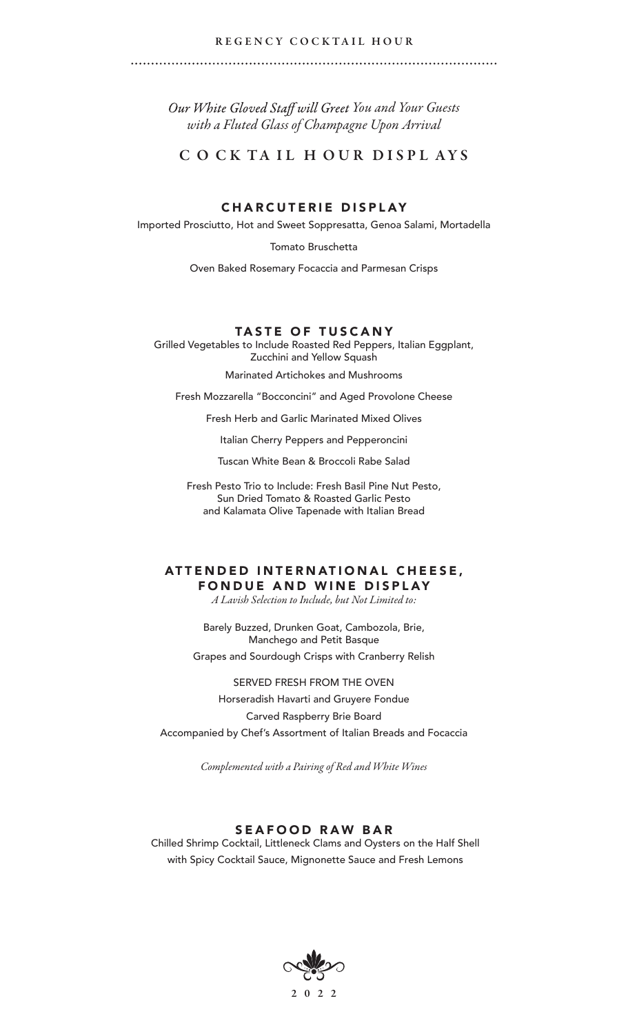*Our White Gloved Staff will Greet You and Your Guests with a Fluted Glass of Champagne Upon Arrival*

# COCKTAIL HOUR DISPLAYS

## CHARCUTERIE DISPLAY

Imported Prosciutto, Hot and Sweet Soppresatta, Genoa Salami, Mortadella

Tomato Bruschetta

Oven Baked Rosemary Focaccia and Parmesan Crisps

## TASTE OF TUSCANY

Grilled Vegetables to Include Roasted Red Peppers, Italian Eggplant, Zucchini and Yellow Squash

Marinated Artichokes and Mushrooms

Fresh Mozzarella "Bocconcini" and Aged Provolone Cheese

Fresh Herb and Garlic Marinated Mixed Olives

Italian Cherry Peppers and Pepperoncini

Tuscan White Bean & Broccoli Rabe Salad

Fresh Pesto Trio to Include: Fresh Basil Pine Nut Pesto, Sun Dried Tomato & Roasted Garlic Pesto and Kalamata Olive Tapenade with Italian Bread

## ATTENDED INTERNATIONAL CHEESE, FONDUE AND WINE DISPLAY

*A Lavish Selection to Include, but Not Limited to:*

Barely Buzzed, Drunken Goat, Cambozola, Brie, Manchego and Petit Basque

Grapes and Sourdough Crisps with Cranberry Relish

SERVED FRESH FROM THE OVEN

Horseradish Havarti and Gruyere Fondue

Carved Raspberry Brie Board

Accompanied by Chef's Assortment of Italian Breads and Focaccia

*Complemented with a Pairing of Red and White Wines*

## SEAFOOD RAW BAR

Chilled Shrimp Cocktail, Littleneck Clams and Oysters on the Half Shell with Spicy Cocktail Sauce, Mignonette Sauce and Fresh Lemons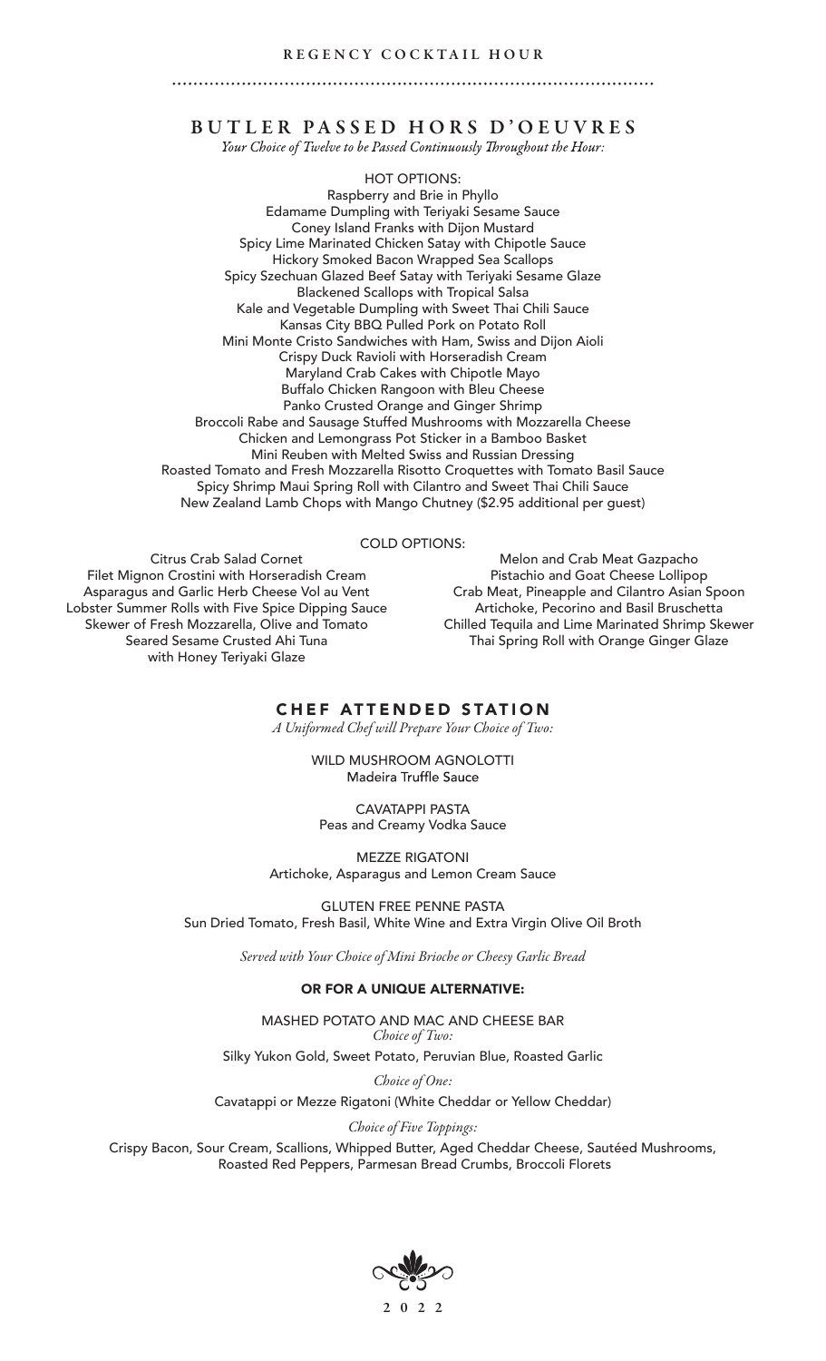REGENCY COCKTAIL HOUR

## BUTLER PASSED HORS D'OEUVRES

*Your Choice of Twelve to be Passed Continuously Throughout the Hour:*

HOT OPTIONS:

Raspberry and Brie in Phyllo
Edamame Dumpling with Teriyaki Sesame Sauce
Coney Island Franks with Dijon Mustard
Spicy Lime Marinated Chicken Satay with Chipotle Sauce
Hickory Smoked Bacon Wrapped Sea Scallops
Spicy Szechuan Glazed Beef Satay with Teriyaki Sesame Glaze
Blackened Scallops with Tropical Salsa
Kale and Vegetable Dumpling with Sweet Thai Chili Sauce
Kansas City BBQ Pulled Pork on Potato Roll
Mini Monte Cristo Sandwiches with Ham, Swiss and Dijon Aioli
Crispy Duck Ravioli with Horseradish Cream
Maryland Crab Cakes with Chipotle Mayo
Buffalo Chicken Rangoon with Bleu Cheese
Panko Crusted Orange and Ginger Shrimp
Broccoli Rabe and Sausage Stuffed Mushrooms with Mozzarella Cheese
Chicken and Lemongrass Pot Sticker in a Bamboo Basket
Mini Reuben with Melted Swiss and Russian Dressing
Roasted Tomato and Fresh Mozzarella Risotto Croquettes with Tomato Basil Sauce
Spicy Shrimp Maui Spring Roll with Cilantro and Sweet Thai Chili Sauce
New Zealand Lamb Chops with Mango Chutney ($2.95 additional per guest)

COLD OPTIONS:

Citrus Crab Salad Cornet
Filet Mignon Crostini with Horseradish Cream
Asparagus and Garlic Herb Cheese Vol au Vent
Lobster Summer Rolls with Five Spice Dipping Sauce
Skewer of Fresh Mozzarella, Olive and Tomato
Seared Sesame Crusted Ahi Tuna with Honey Teriyaki Glaze
Melon and Crab Meat Gazpacho
Pistachio and Goat Cheese Lollipop
Crab Meat, Pineapple and Cilantro Asian Spoon
Artichoke, Pecorino and Basil Bruschetta
Chilled Tequila and Lime Marinated Shrimp Skewer
Thai Spring Roll with Orange Ginger Glaze

## CHEF ATTENDED STATION

*A Uniformed Chef will Prepare Your Choice of Two:*

WILD MUSHROOM AGNOLOTTI
Madeira Truffle Sauce

CAVATAPPI PASTA
Peas and Creamy Vodka Sauce

MEZZE RIGATONI
Artichoke, Asparagus and Lemon Cream Sauce

GLUTEN FREE PENNE PASTA
Sun Dried Tomato, Fresh Basil, White Wine and Extra Virgin Olive Oil Broth

*Served with Your Choice of Mini Brioche or Cheesy Garlic Bread*

**OR FOR A UNIQUE ALTERNATIVE:**

MASHED POTATO AND MAC AND CHEESE BAR

*Choice of Two:*

Silky Yukon Gold, Sweet Potato, Peruvian Blue, Roasted Garlic

*Choice of One:*

Cavatappi or Mezze Rigatoni (White Cheddar or Yellow Cheddar)

*Choice of Five Toppings:*

Crispy Bacon, Sour Cream, Scallions, Whipped Butter, Aged Cheddar Cheese, Sautéed Mushrooms, Roasted Red Peppers, Parmesan Bread Crumbs, Broccoli Florets

2022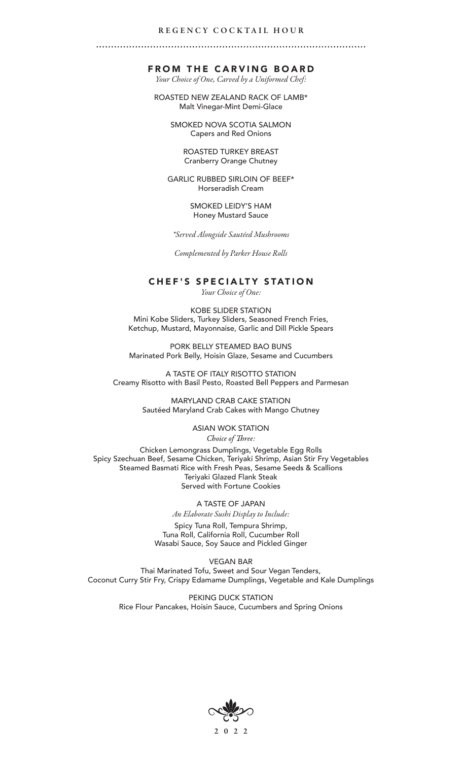**REGENCY COCKTAIL HOUR**

## FROM THE CARVING BOARD

*Your Choice of One, Carved by a Uniformed Chef:*

ROASTED NEW ZEALAND RACK OF LAMB*
Malt Vinegar-Mint Demi-Glace

SMOKED NOVA SCOTIA SALMON
Capers and Red Onions

ROASTED TURKEY BREAST
Cranberry Orange Chutney

GARLIC RUBBED SIRLOIN OF BEEF*
Horseradish Cream

SMOKED LEIDY'S HAM
Honey Mustard Sauce

*\*Served Alongside Sautéed Mushrooms*

*Complemented by Parker House Rolls*

## CHEF'S SPECIALTY STATION

*Your Choice of One:*

KOBE SLIDER STATION
Mini Kobe Sliders, Turkey Sliders, Seasoned French Fries, Ketchup, Mustard, Mayonnaise, Garlic and Dill Pickle Spears

PORK BELLY STEAMED BAO BUNS
Marinated Pork Belly, Hoisin Glaze, Sesame and Cucumbers

A TASTE OF ITALY RISOTTO STATION
Creamy Risotto with Basil Pesto, Roasted Bell Peppers and Parmesan

MARYLAND CRAB CAKE STATION
Sautéed Maryland Crab Cakes with Mango Chutney

ASIAN WOK STATION
*Choice of Three:*

Chicken Lemongrass Dumplings, Vegetable Egg Rolls
Spicy Szechuan Beef, Sesame Chicken, Teriyaki Shrimp, Asian Stir Fry Vegetables
Steamed Basmati Rice with Fresh Peas, Sesame Seeds & Scallions
Teriyaki Glazed Flank Steak
Served with Fortune Cookies

A TASTE OF JAPAN
*An Elaborate Sushi Display to Include:*

Spicy Tuna Roll, Tempura Shrimp,
Tuna Roll, California Roll, Cucumber Roll
Wasabi Sauce, Soy Sauce and Pickled Ginger

VEGAN BAR
Thai Marinated Tofu, Sweet and Sour Vegan Tenders,
Coconut Curry Stir Fry, Crispy Edamame Dumplings, Vegetable and Kale Dumplings

PEKING DUCK STATION
Rice Flour Pancakes, Hoisin Sauce, Cucumbers and Spring Onions

2022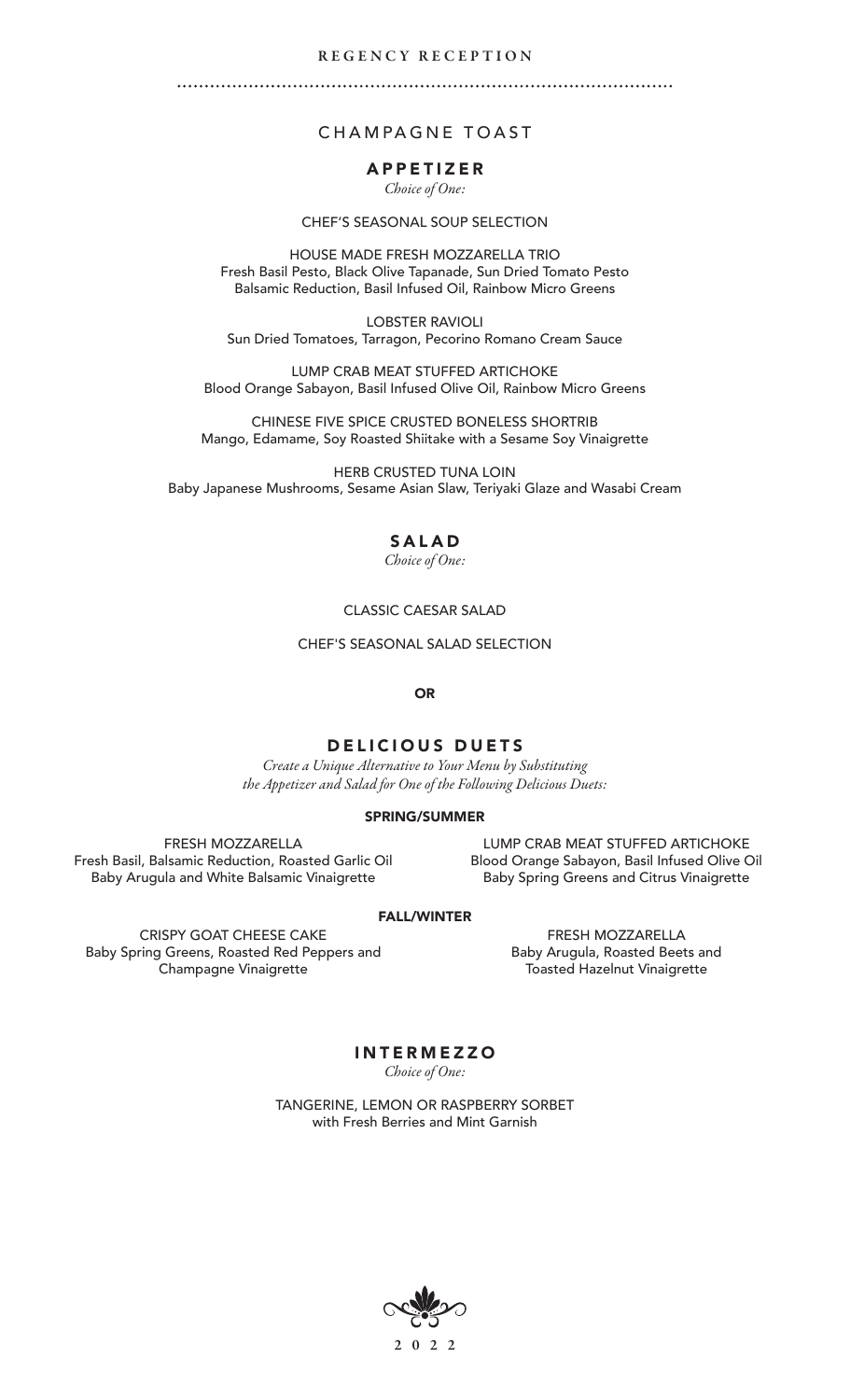# REGENCY RECEPTION

## CHAMPAGNE TOAST

## APPETIZER

*Choice of One:*

CHEF'S SEASONAL SOUP SELECTION

HOUSE MADE FRESH MOZZARELLA TRIO
Fresh Basil Pesto, Black Olive Tapanade, Sun Dried Tomato Pesto
Balsamic Reduction, Basil Infused Oil, Rainbow Micro Greens

LOBSTER RAVIOLI
Sun Dried Tomatoes, Tarragon, Pecorino Romano Cream Sauce

LUMP CRAB MEAT STUFFED ARTICHOKE
Blood Orange Sabayon, Basil Infused Olive Oil, Rainbow Micro Greens

CHINESE FIVE SPICE CRUSTED BONELESS SHORTRIB
Mango, Edamame, Soy Roasted Shiitake with a Sesame Soy Vinaigrette

HERB CRUSTED TUNA LOIN
Baby Japanese Mushrooms, Sesame Asian Slaw, Teriyaki Glaze and Wasabi Cream

## SALAD

*Choice of One:*

CLASSIC CAESAR SALAD

CHEF'S SEASONAL SALAD SELECTION

**OR**

## DELICIOUS DUETS

*Create a Unique Alternative to Your Menu by Substituting the Appetizer and Salad for One of the Following Delicious Duets:*

**SPRING/SUMMER**

FRESH MOZZARELLA
Fresh Basil, Balsamic Reduction, Roasted Garlic Oil
Baby Arugula and White Balsamic Vinaigrette

LUMP CRAB MEAT STUFFED ARTICHOKE
Blood Orange Sabayon, Basil Infused Olive Oil
Baby Spring Greens and Citrus Vinaigrette

**FALL/WINTER**

CRISPY GOAT CHEESE CAKE
Baby Spring Greens, Roasted Red Peppers and
Champagne Vinaigrette

FRESH MOZZARELLA
Baby Arugula, Roasted Beets and
Toasted Hazelnut Vinaigrette

## INTERMEZZO

*Choice of One:*

TANGERINE, LEMON OR RASPBERRY SORBET
with Fresh Berries and Mint Garnish

2022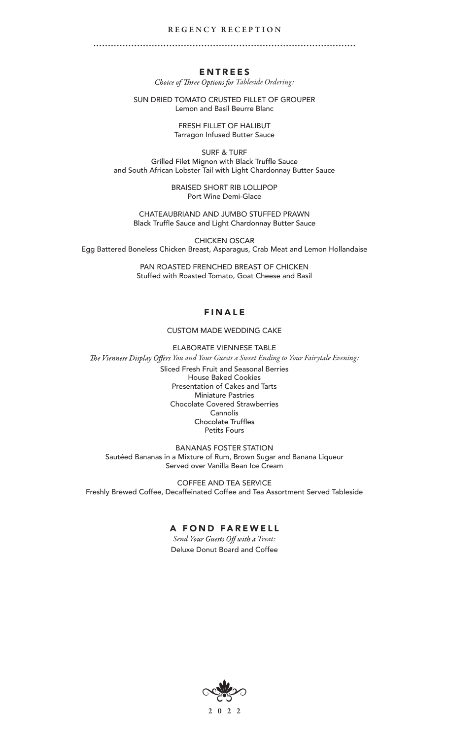REGENCY RECEPTION

## ENTREES

*Choice of Three Options for Tableside Ordering:*

SUN DRIED TOMATO CRUSTED FILLET OF GROUPER
Lemon and Basil Beurre Blanc

FRESH FILLET OF HALIBUT
Tarragon Infused Butter Sauce

SURF & TURF
Grilled Filet Mignon with Black Truffle Sauce
and South African Lobster Tail with Light Chardonnay Butter Sauce

BRAISED SHORT RIB LOLLIPOP
Port Wine Demi-Glace

CHATEAUBRIAND AND JUMBO STUFFED PRAWN
Black Truffle Sauce and Light Chardonnay Butter Sauce

CHICKEN OSCAR
Egg Battered Boneless Chicken Breast, Asparagus, Crab Meat and Lemon Hollandaise

PAN ROASTED FRENCHED BREAST OF CHICKEN
Stuffed with Roasted Tomato, Goat Cheese and Basil

## FINALE

CUSTOM MADE WEDDING CAKE

ELABORATE VIENNESE TABLE

*The Viennese Display Offers You and Your Guests a Sweet Ending to Your Fairytale Evening:*

Sliced Fresh Fruit and Seasonal Berries
House Baked Cookies
Presentation of Cakes and Tarts
Miniature Pastries
Chocolate Covered Strawberries
Cannolis
Chocolate Truffles
Petits Fours

BANANAS FOSTER STATION
Sautéed Bananas in a Mixture of Rum, Brown Sugar and Banana Liqueur
Served over Vanilla Bean Ice Cream

COFFEE AND TEA SERVICE
Freshly Brewed Coffee, Decaffeinated Coffee and Tea Assortment Served Tableside

## A FOND FAREWELL

*Send Your Guests Off with a Treat:*

Deluxe Donut Board and Coffee

2022